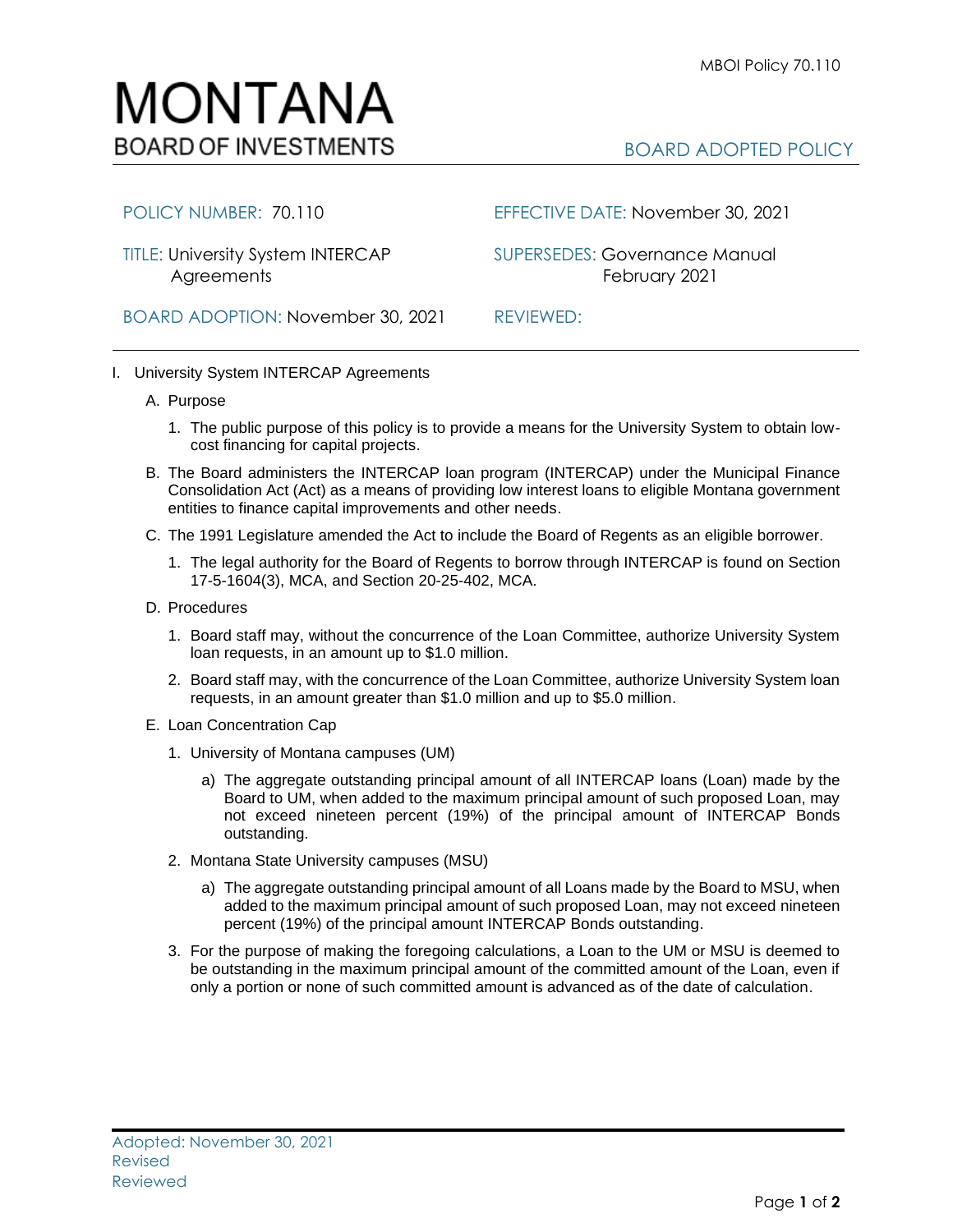MBOI Policy 70.110

# MONTANA
## BOARD OF INVESTMENTS

BOARD ADOPTED POLICY

| | |
|---|---|
| POLICY NUMBER: 70.110 | EFFECTIVE DATE: November 30, 2021 |
| TITLE: University System INTERCAP Agreements | SUPERSEDES: Governance Manual February 2021 |
| BOARD ADOPTION: November 30, 2021 | REVIEWED: |

I. University System INTERCAP Agreements

   A. Purpose

      1. The public purpose of this policy is to provide a means for the University System to obtain low-cost financing for capital projects.

   B. The Board administers the INTERCAP loan program (INTERCAP) under the Municipal Finance Consolidation Act (Act) as a means of providing low interest loans to eligible Montana government entities to finance capital improvements and other needs.

   C. The 1991 Legislature amended the Act to include the Board of Regents as an eligible borrower.

      1. The legal authority for the Board of Regents to borrow through INTERCAP is found on Section 17-5-1604(3), MCA, and Section 20-25-402, MCA.

   D. Procedures

      1. Board staff may, without the concurrence of the Loan Committee, authorize University System loan requests, in an amount up to $1.0 million.

      2. Board staff may, with the concurrence of the Loan Committee, authorize University System loan requests, in an amount greater than $1.0 million and up to $5.0 million.

   E. Loan Concentration Cap

      1. University of Montana campuses (UM)

         a) The aggregate outstanding principal amount of all INTERCAP loans (Loan) made by the Board to UM, when added to the maximum principal amount of such proposed Loan, may not exceed nineteen percent (19%) of the principal amount of INTERCAP Bonds outstanding.

      2. Montana State University campuses (MSU)

         a) The aggregate outstanding principal amount of all Loans made by the Board to MSU, when added to the maximum principal amount of such proposed Loan, may not exceed nineteen percent (19%) of the principal amount INTERCAP Bonds outstanding.

      3. For the purpose of making the foregoing calculations, a Loan to the UM or MSU is deemed to be outstanding in the maximum principal amount of the committed amount of the Loan, even if only a portion or none of such committed amount is advanced as of the date of calculation.

Adopted: November 30, 2021
Revised
Reviewed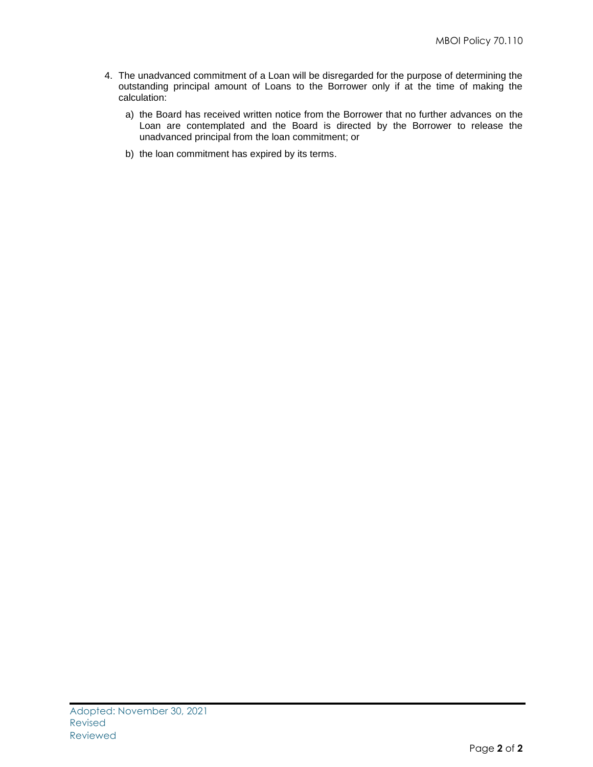4. The unadvanced commitment of a Loan will be disregarded for the purpose of determining the outstanding principal amount of Loans to the Borrower only if at the time of making the calculation:

   a) the Board has received written notice from the Borrower that no further advances on the Loan are contemplated and the Board is directed by the Borrower to release the unadvanced principal from the loan commitment; or

   b) the loan commitment has expired by its terms.

Adopted: November 30, 2021
Revised
Reviewed